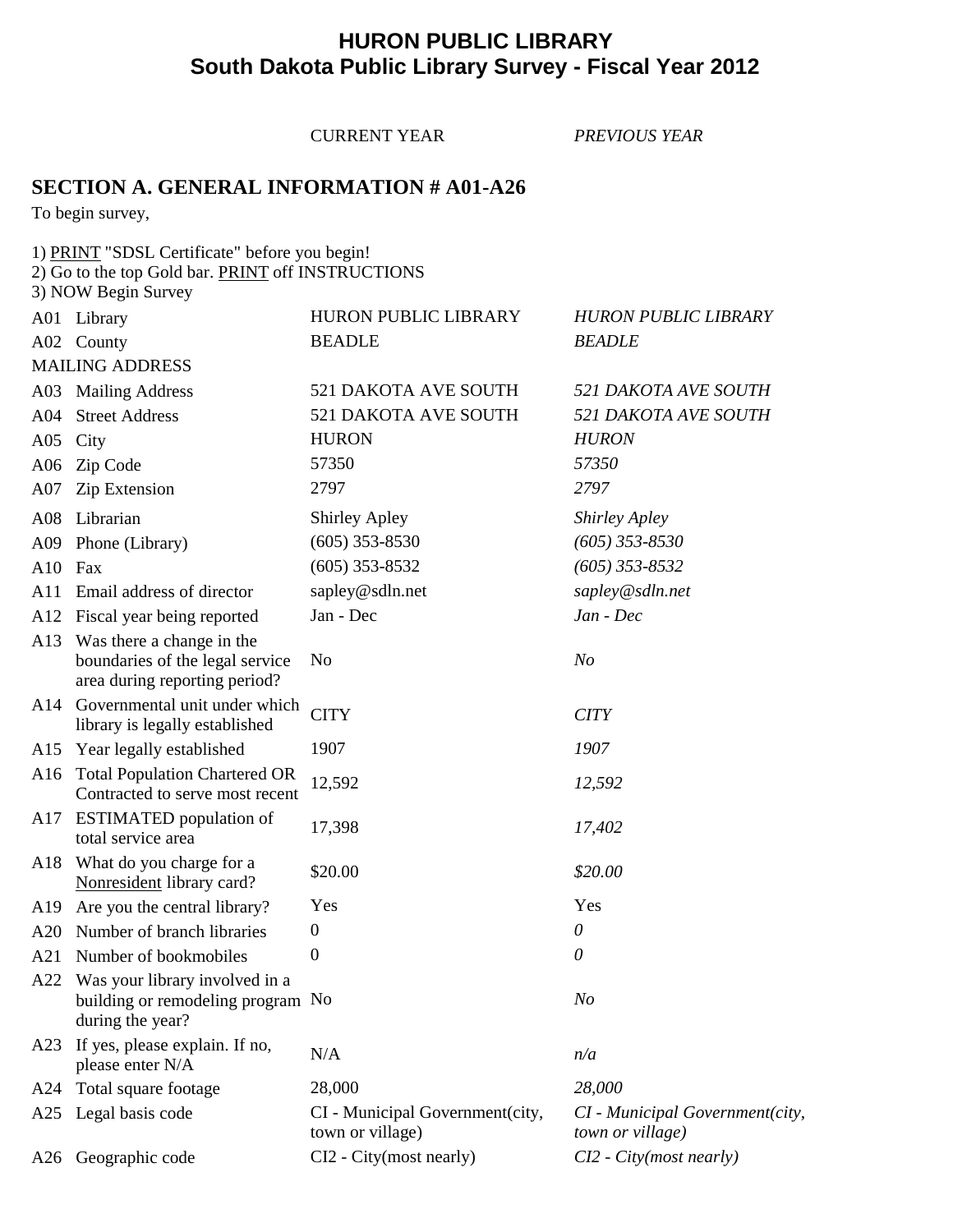# HURON PUBLIC LIBRARY
# South Dakota Public Library Survey - Fiscal Year 2012

| | | CURRENT YEAR | *PREVIOUS YEAR* |
|---|---|---|---|

## SECTION A. GENERAL INFORMATION # A01-A26

To begin survey,

1) PRINT "SDSL Certificate" before you begin!
2) Go to the top Gold bar. PRINT off INSTRUCTIONS
3) NOW Begin Survey

| | | CURRENT YEAR | PREVIOUS YEAR |
|---|---|---|---|
| A01 | Library | HURON PUBLIC LIBRARY | *HURON PUBLIC LIBRARY* |
| A02 | County | BEADLE | *BEADLE* |
| MAILING ADDRESS | | | |
| A03 | Mailing Address | 521 DAKOTA AVE SOUTH | *521 DAKOTA AVE SOUTH* |
| A04 | Street Address | 521 DAKOTA AVE SOUTH | *521 DAKOTA AVE SOUTH* |
| A05 | City | HURON | *HURON* |
| A06 | Zip Code | 57350 | *57350* |
| A07 | Zip Extension | 2797 | *2797* |
| A08 | Librarian | Shirley Apley | *Shirley Apley* |
| A09 | Phone (Library) | (605) 353-8530 | *(605) 353-8530* |
| A10 | Fax | (605) 353-8532 | *(605) 353-8532* |
| A11 | Email address of director | sapley@sdln.net | *sapley@sdln.net* |
| A12 | Fiscal year being reported | Jan - Dec | *Jan - Dec* |
| A13 | Was there a change in the boundaries of the legal service area during reporting period? | No | *No* |
| A14 | Governmental unit under which library is legally established | CITY | *CITY* |
| A15 | Year legally established | 1907 | *1907* |
| A16 | Total Population Chartered OR Contracted to serve most recent | 12,592 | *12,592* |
| A17 | ESTIMATED population of total service area | 17,398 | *17,402* |
| A18 | What do you charge for a Nonresident library card? | $20.00 | *$20.00* |
| A19 | Are you the central library? | Yes | Yes |
| A20 | Number of branch libraries | 0 | *0* |
| A21 | Number of bookmobiles | 0 | *0* |
| A22 | Was your library involved in a building or remodeling program during the year? | No | *No* |
| A23 | If yes, please explain. If no, please enter N/A | N/A | *n/a* |
| A24 | Total square footage | 28,000 | *28,000* |
| A25 | Legal basis code | CI - Municipal Government(city, town or village) | *CI - Municipal Government(city, town or village)* |
| A26 | Geographic code | CI2 - City(most nearly) | *CI2 - City(most nearly)* |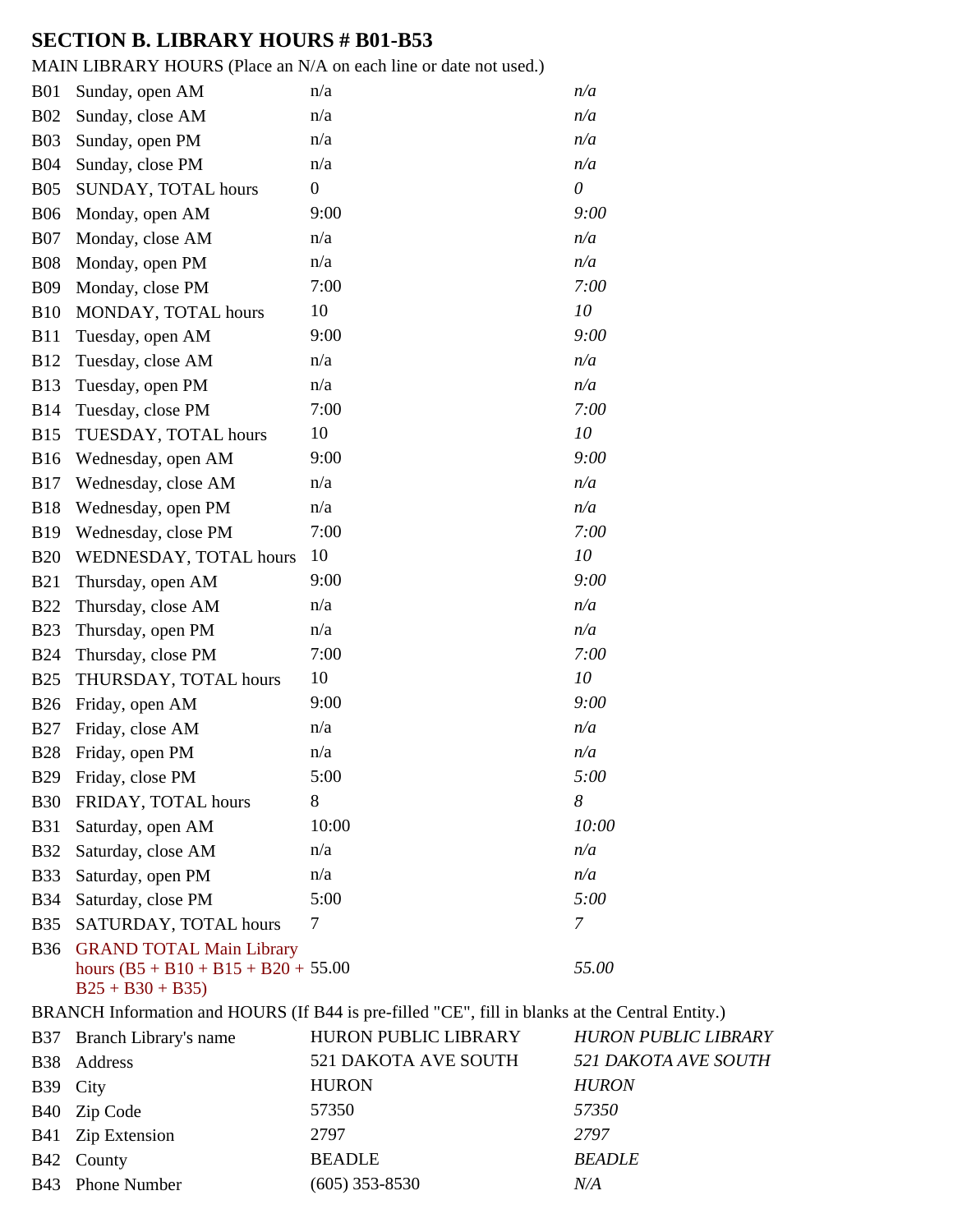# SECTION B. LIBRARY HOURS # B01-B53

MAIN LIBRARY HOURS (Place an N/A on each line or date not used.)

| | | | |
|---|---|---|---|
| B01 | Sunday, open AM | n/a | *n/a* |
| B02 | Sunday, close AM | n/a | *n/a* |
| B03 | Sunday, open PM | n/a | *n/a* |
| B04 | Sunday, close PM | n/a | *n/a* |
| B05 | SUNDAY, TOTAL hours | 0 | *0* |
| B06 | Monday, open AM | 9:00 | *9:00* |
| B07 | Monday, close AM | n/a | *n/a* |
| B08 | Monday, open PM | n/a | *n/a* |
| B09 | Monday, close PM | 7:00 | *7:00* |
| B10 | MONDAY, TOTAL hours | 10 | *10* |
| B11 | Tuesday, open AM | 9:00 | *9:00* |
| B12 | Tuesday, close AM | n/a | *n/a* |
| B13 | Tuesday, open PM | n/a | *n/a* |
| B14 | Tuesday, close PM | 7:00 | *7:00* |
| B15 | TUESDAY, TOTAL hours | 10 | *10* |
| B16 | Wednesday, open AM | 9:00 | *9:00* |
| B17 | Wednesday, close AM | n/a | *n/a* |
| B18 | Wednesday, open PM | n/a | *n/a* |
| B19 | Wednesday, close PM | 7:00 | *7:00* |
| B20 | WEDNESDAY, TOTAL hours | 10 | *10* |
| B21 | Thursday, open AM | 9:00 | *9:00* |
| B22 | Thursday, close AM | n/a | *n/a* |
| B23 | Thursday, open PM | n/a | *n/a* |
| B24 | Thursday, close PM | 7:00 | *7:00* |
| B25 | THURSDAY, TOTAL hours | 10 | *10* |
| B26 | Friday, open AM | 9:00 | *9:00* |
| B27 | Friday, close AM | n/a | *n/a* |
| B28 | Friday, open PM | n/a | *n/a* |
| B29 | Friday, close PM | 5:00 | *5:00* |
| B30 | FRIDAY, TOTAL hours | 8 | *8* |
| B31 | Saturday, open AM | 10:00 | *10:00* |
| B32 | Saturday, close AM | n/a | *n/a* |
| B33 | Saturday, open PM | n/a | *n/a* |
| B34 | Saturday, close PM | 5:00 | *5:00* |
| B35 | SATURDAY, TOTAL hours | 7 | *7* |
| B36 | GRAND TOTAL Main Library hours (B5 + B10 + B15 + B20 + B25 + B30 + B35) | 55.00 | *55.00* |

BRANCH Information and HOURS (If B44 is pre-filled "CE", fill in blanks at the Central Entity.)

| | | | |
|---|---|---|---|
| B37 | Branch Library's name | HURON PUBLIC LIBRARY | *HURON PUBLIC LIBRARY* |
| B38 | Address | 521 DAKOTA AVE SOUTH | *521 DAKOTA AVE SOUTH* |
| B39 | City | HURON | *HURON* |
| B40 | Zip Code | 57350 | *57350* |
| B41 | Zip Extension | 2797 | *2797* |
| B42 | County | BEADLE | *BEADLE* |
| B43 | Phone Number | (605) 353-8530 | *N/A* |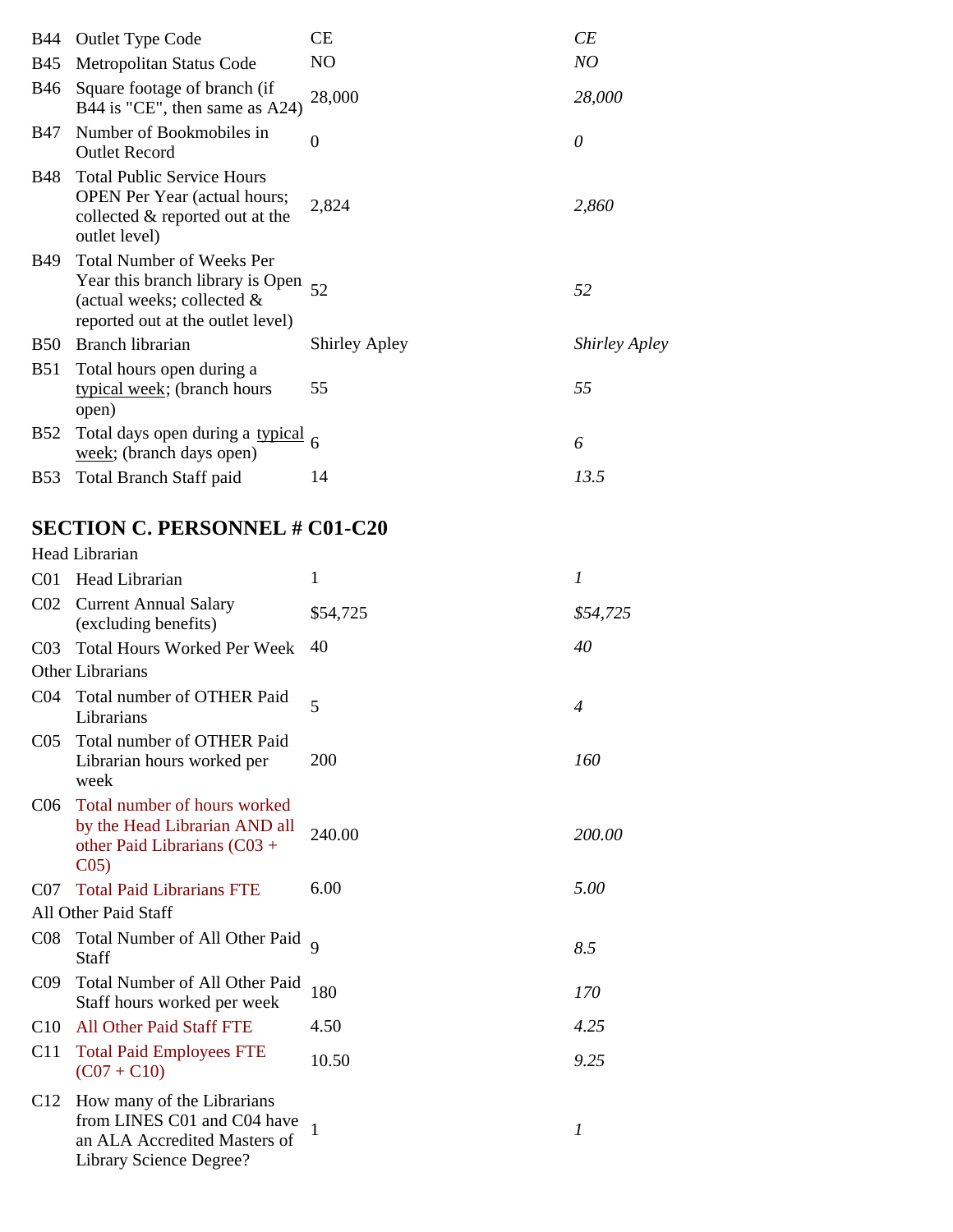| | | | |
|---|---|---|---|
| B44 | Outlet Type Code | CE | *CE* |
| B45 | Metropolitan Status Code | NO | *NO* |
| B46 | Square footage of branch (if B44 is "CE", then same as A24) | 28,000 | *28,000* |
| B47 | Number of Bookmobiles in Outlet Record | 0 | *0* |
| B48 | Total Public Service Hours OPEN Per Year (actual hours; collected & reported out at the outlet level) | 2,824 | *2,860* |
| B49 | Total Number of Weeks Per Year this branch library is Open (actual weeks; collected & reported out at the outlet level) | 52 | *52* |
| B50 | Branch librarian | Shirley Apley | *Shirley Apley* |
| B51 | Total hours open during a typical week; (branch hours open) | 55 | *55* |
| B52 | Total days open during a typical week; (branch days open) | 6 | *6* |
| B53 | Total Branch Staff paid | 14 | *13.5* |

## SECTION C. PERSONNEL # C01-C20

| | | | |
|---|---|---|---|
| Head Librarian | | | |
| C01 | Head Librarian | 1 | *1* |
| C02 | Current Annual Salary (excluding benefits) | $54,725 | *$54,725* |
| C03 | Total Hours Worked Per Week | 40 | *40* |
| Other Librarians | | | |
| C04 | Total number of OTHER Paid Librarians | 5 | *4* |
| C05 | Total number of OTHER Paid Librarian hours worked per week | 200 | *160* |
| C06 | Total number of hours worked by the Head Librarian AND all other Paid Librarians (C03 + C05) | 240.00 | *200.00* |
| C07 | Total Paid Librarians FTE | 6.00 | *5.00* |
| All Other Paid Staff | | | |
| C08 | Total Number of All Other Paid Staff | 9 | *8.5* |
| C09 | Total Number of All Other Paid Staff hours worked per week | 180 | *170* |
| C10 | All Other Paid Staff FTE | 4.50 | *4.25* |
| C11 | Total Paid Employees FTE (C07 + C10) | 10.50 | *9.25* |
| C12 | How many of the Librarians from LINES C01 and C04 have an ALA Accredited Masters of Library Science Degree? | 1 | *1* |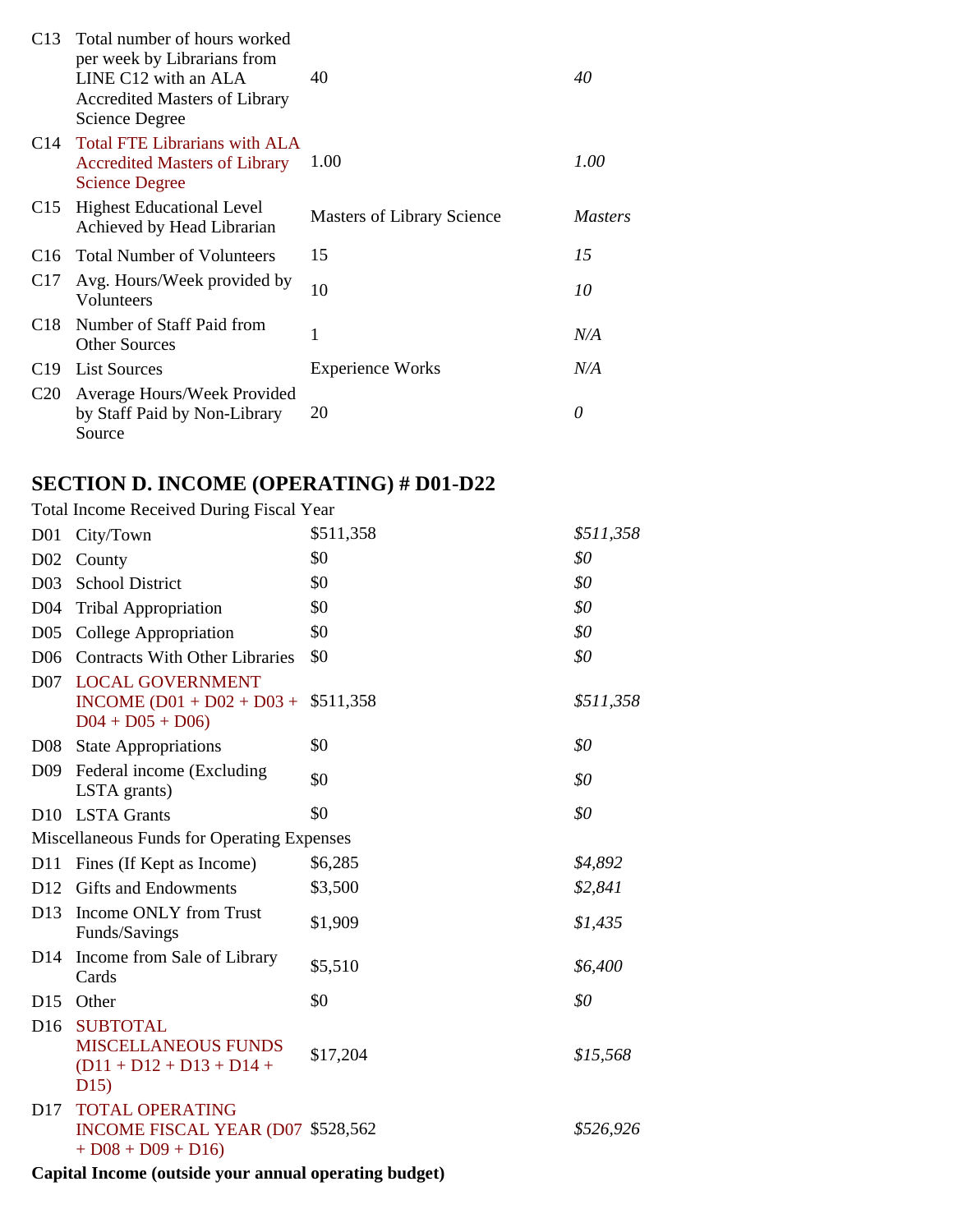| | | | |
|---|---|---|---|
| C13 | Total number of hours worked per week by Librarians from LINE C12 with an ALA Accredited Masters of Library Science Degree | 40 | *40* |
| C14 | Total FTE Librarians with ALA Accredited Masters of Library Science Degree | 1.00 | *1.00* |
| C15 | Highest Educational Level Achieved by Head Librarian | Masters of Library Science | *Masters* |
| C16 | Total Number of Volunteers | 15 | *15* |
| C17 | Avg. Hours/Week provided by Volunteers | 10 | *10* |
| C18 | Number of Staff Paid from Other Sources | 1 | *N/A* |
| C19 | List Sources | Experience Works | *N/A* |
| C20 | Average Hours/Week Provided by Staff Paid by Non-Library Source | 20 | *0* |

## SECTION D. INCOME (OPERATING) # D01-D22

Total Income Received During Fiscal Year

| | | | |
|---|---|---|---|
| D01 | City/Town | $511,358 | *$511,358* |
| D02 | County | $0 | *$0* |
| D03 | School District | $0 | *$0* |
| D04 | Tribal Appropriation | $0 | *$0* |
| D05 | College Appropriation | $0 | *$0* |
| D06 | Contracts With Other Libraries | $0 | *$0* |
| D07 | LOCAL GOVERNMENT INCOME (D01 + D02 + D03 + D04 + D05 + D06) | $511,358 | *$511,358* |
| D08 | State Appropriations | $0 | *$0* |
| D09 | Federal income (Excluding LSTA grants) | $0 | *$0* |
| D10 | LSTA Grants | $0 | *$0* |

Miscellaneous Funds for Operating Expenses

| | | | |
|---|---|---|---|
| D11 | Fines (If Kept as Income) | $6,285 | *$4,892* |
| D12 | Gifts and Endowments | $3,500 | *$2,841* |
| D13 | Income ONLY from Trust Funds/Savings | $1,909 | *$1,435* |
| D14 | Income from Sale of Library Cards | $5,510 | *$6,400* |
| D15 | Other | $0 | *$0* |
| D16 | SUBTOTAL MISCELLANEOUS FUNDS (D11 + D12 + D13 + D14 + D15) | $17,204 | *$15,568* |
| D17 | TOTAL OPERATING INCOME FISCAL YEAR (D07 + D08 + D09 + D16) | $528,562 | *$526,926* |

**Capital Income (outside your annual operating budget)**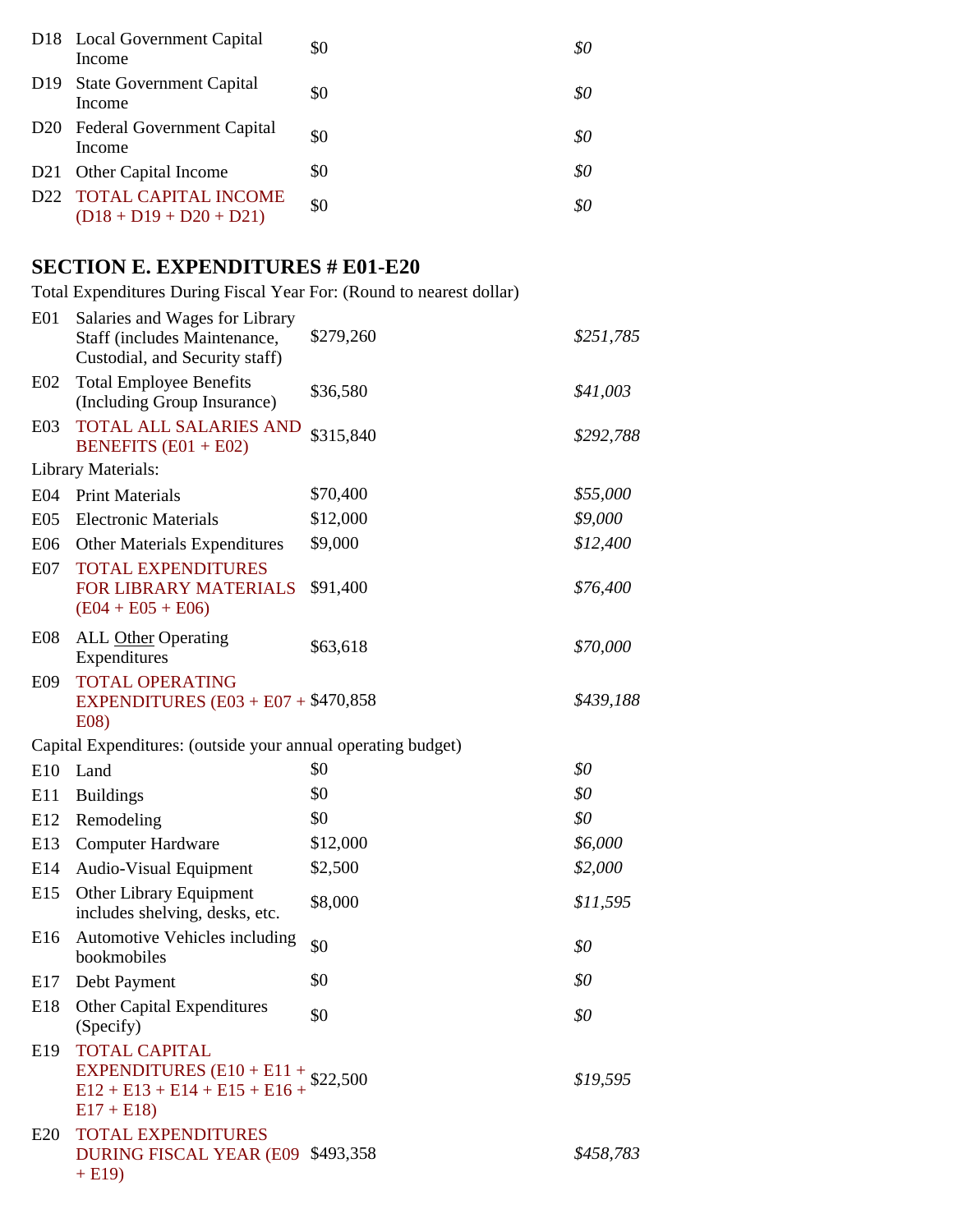| | | | |
|---|---|---|---|
| D18 | Local Government Capital Income | $0 | *$0* |
| D19 | State Government Capital Income | $0 | *$0* |
| D20 | Federal Government Capital Income | $0 | *$0* |
| D21 | Other Capital Income | $0 | *$0* |
| D22 | TOTAL CAPITAL INCOME (D18 + D19 + D20 + D21) | $0 | *$0* |

## SECTION E. EXPENDITURES # E01-E20

Total Expenditures During Fiscal Year For: (Round to nearest dollar)

| | | | |
|---|---|---|---|
| E01 | Salaries and Wages for Library Staff (includes Maintenance, Custodial, and Security staff) | $279,260 | *$251,785* |
| E02 | Total Employee Benefits (Including Group Insurance) | $36,580 | *$41,003* |
| E03 | TOTAL ALL SALARIES AND BENEFITS (E01 + E02) | $315,840 | *$292,788* |
| Library Materials: | | | |
| E04 | Print Materials | $70,400 | *$55,000* |
| E05 | Electronic Materials | $12,000 | *$9,000* |
| E06 | Other Materials Expenditures | $9,000 | *$12,400* |
| E07 | TOTAL EXPENDITURES FOR LIBRARY MATERIALS (E04 + E05 + E06) | $91,400 | *$76,400* |
| E08 | ALL Other Operating Expenditures | $63,618 | *$70,000* |
| E09 | TOTAL OPERATING EXPENDITURES (E03 + E07 + E08) | $470,858 | *$439,188* |
| Capital Expenditures: (outside your annual operating budget) | | | |
| E10 | Land | $0 | *$0* |
| E11 | Buildings | $0 | *$0* |
| E12 | Remodeling | $0 | *$0* |
| E13 | Computer Hardware | $12,000 | *$6,000* |
| E14 | Audio-Visual Equipment | $2,500 | *$2,000* |
| E15 | Other Library Equipment includes shelving, desks, etc. | $8,000 | *$11,595* |
| E16 | Automotive Vehicles including bookmobiles | $0 | *$0* |
| E17 | Debt Payment | $0 | *$0* |
| E18 | Other Capital Expenditures (Specify) | $0 | *$0* |
| E19 | TOTAL CAPITAL EXPENDITURES (E10 + E11 + E12 + E13 + E14 + E15 + E16 + E17 + E18) | $22,500 | *$19,595* |
| E20 | TOTAL EXPENDITURES DURING FISCAL YEAR (E09 + E19) | $493,358 | *$458,783* |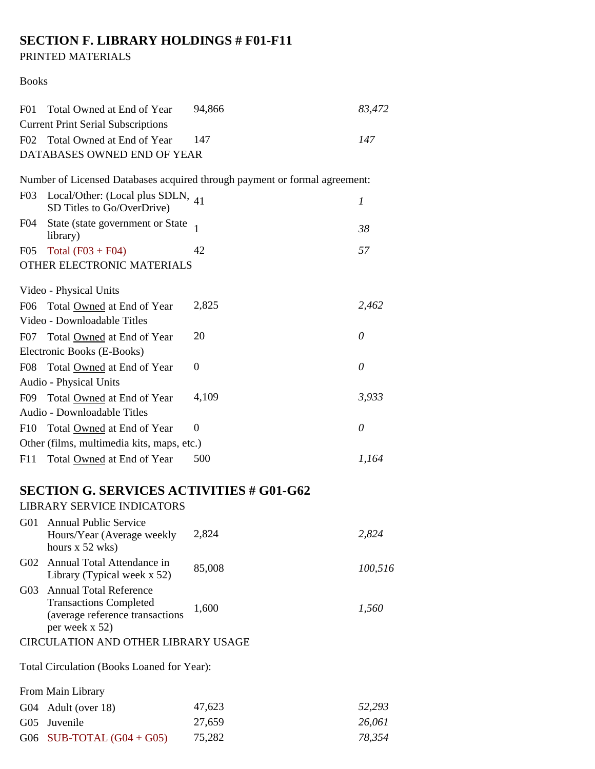## SECTION F. LIBRARY HOLDINGS # F01-F11

PRINTED MATERIALS

Books

| | | | |
|---|---|---|---|
| F01 | Total Owned at End of Year | 94,866 | *83,472* |

Current Print Serial Subscriptions

| | | | |
|---|---|---|---|
| F02 | Total Owned at End of Year | 147 | *147* |

DATABASES OWNED END OF YEAR

Number of Licensed Databases acquired through payment or formal agreement:

| | | | |
|---|---|---|---|
| F03 | Local/Other: (Local plus SDLN, SD Titles to Go/OverDrive) | 41 | *1* |
| F04 | State (state government or State library) | 1 | *38* |
| F05 | Total (F03 + F04) | 42 | *57* |

OTHER ELECTRONIC MATERIALS

Video - Physical Units

| | | | |
|---|---|---|---|
| F06 | Total Owned at End of Year | 2,825 | *2,462* |

Video - Downloadable Titles

| | | | |
|---|---|---|---|
| F07 | Total Owned at End of Year | 20 | *0* |

Electronic Books (E-Books)

| | | | |
|---|---|---|---|
| F08 | Total Owned at End of Year | 0 | *0* |

Audio - Physical Units

| | | | |
|---|---|---|---|
| F09 | Total Owned at End of Year | 4,109 | *3,933* |

Audio - Downloadable Titles

| | | | |
|---|---|---|---|
| F10 | Total Owned at End of Year | 0 | *0* |

Other (films, multimedia kits, maps, etc.)

| | | | |
|---|---|---|---|
| F11 | Total Owned at End of Year | 500 | *1,164* |

## SECTION G. SERVICES ACTIVITIES # G01-G62

LIBRARY SERVICE INDICATORS

| | | | |
|---|---|---|---|
| G01 | Annual Public Service Hours/Year (Average weekly hours x 52 wks) | 2,824 | *2,824* |
| G02 | Annual Total Attendance in Library (Typical week x 52) | 85,008 | *100,516* |
| G03 | Annual Total Reference Transactions Completed (average reference transactions per week x 52) | 1,600 | *1,560* |

CIRCULATION AND OTHER LIBRARY USAGE

Total Circulation (Books Loaned for Year):

From Main Library

| | | | |
|---|---|---|---|
| G04 | Adult (over 18) | 47,623 | *52,293* |
| G05 | Juvenile | 27,659 | *26,061* |
| G06 | SUB-TOTAL (G04 + G05) | 75,282 | *78,354* |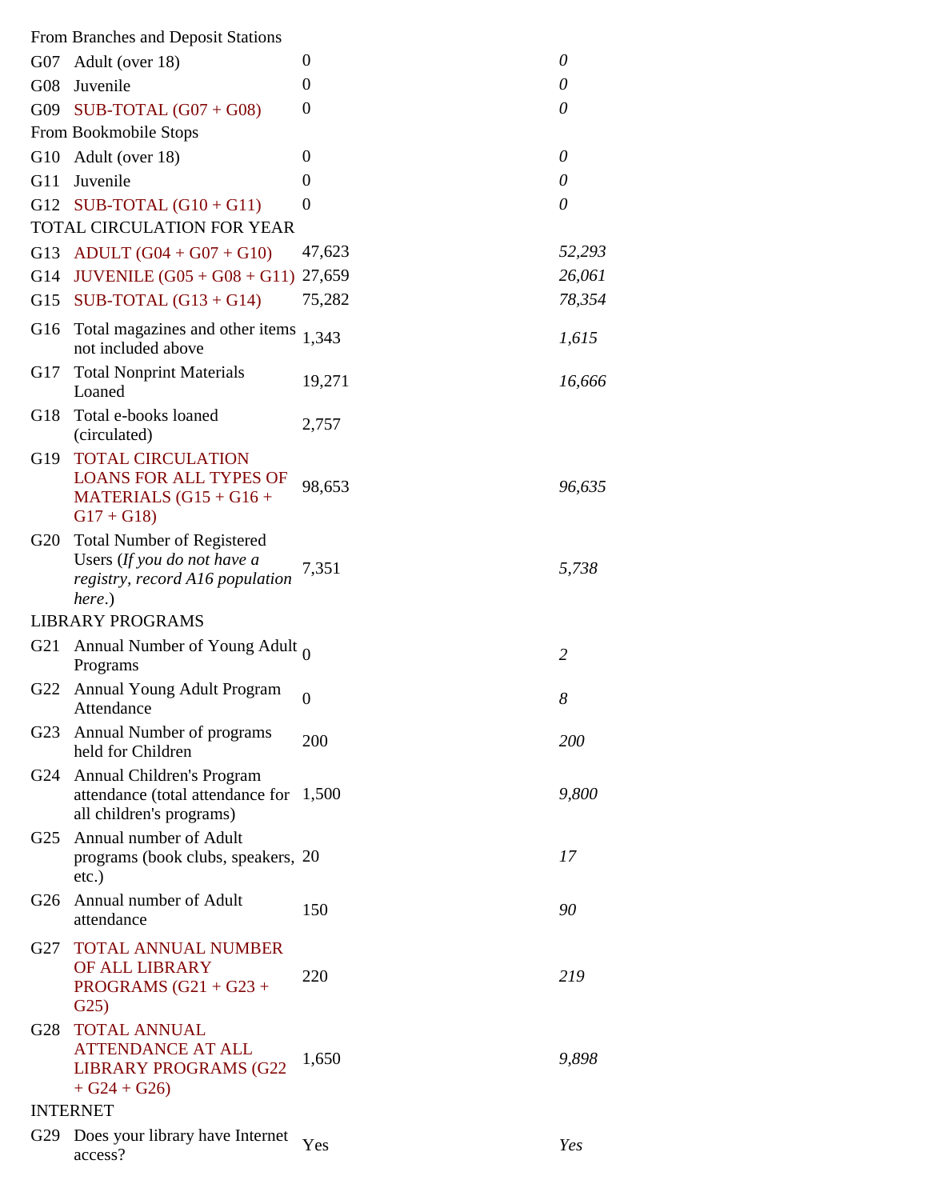| | | | |
|---|---|---|---|
| From Branches and Deposit Stations | | | |
| G07 | Adult (over 18) | 0 | *0* |
| G08 | Juvenile | 0 | *0* |
| G09 | SUB-TOTAL (G07 + G08) | 0 | *0* |
| From Bookmobile Stops | | | |
| G10 | Adult (over 18) | 0 | *0* |
| G11 | Juvenile | 0 | *0* |
| G12 | SUB-TOTAL (G10 + G11) | 0 | *0* |
| TOTAL CIRCULATION FOR YEAR | | | |
| G13 | ADULT (G04 + G07 + G10) | 47,623 | *52,293* |
| G14 | JUVENILE (G05 + G08 + G11) | 27,659 | *26,061* |
| G15 | SUB-TOTAL (G13 + G14) | 75,282 | *78,354* |
| G16 | Total magazines and other items not included above | 1,343 | *1,615* |
| G17 | Total Nonprint Materials Loaned | 19,271 | *16,666* |
| G18 | Total e-books loaned (circulated) | 2,757 | |
| G19 | TOTAL CIRCULATION LOANS FOR ALL TYPES OF MATERIALS (G15 + G16 + G17 + G18) | 98,653 | *96,635* |
| G20 | Total Number of Registered Users (*If you do not have a registry, record A16 population here*.) | 7,351 | *5,738* |
| LIBRARY PROGRAMS | | | |
| G21 | Annual Number of Young Adult Programs | 0 | *2* |
| G22 | Annual Young Adult Program Attendance | 0 | *8* |
| G23 | Annual Number of programs held for Children | 200 | *200* |
| G24 | Annual Children's Program attendance (total attendance for all children's programs) | 1,500 | *9,800* |
| G25 | Annual number of Adult programs (book clubs, speakers, etc.) | 20 | *17* |
| G26 | Annual number of Adult attendance | 150 | *90* |
| G27 | TOTAL ANNUAL NUMBER OF ALL LIBRARY PROGRAMS (G21 + G23 + G25) | 220 | *219* |
| G28 | TOTAL ANNUAL ATTENDANCE AT ALL LIBRARY PROGRAMS (G22 + G24 + G26) | 1,650 | *9,898* |
| INTERNET | | | |
| G29 | Does your library have Internet access? | Yes | *Yes* |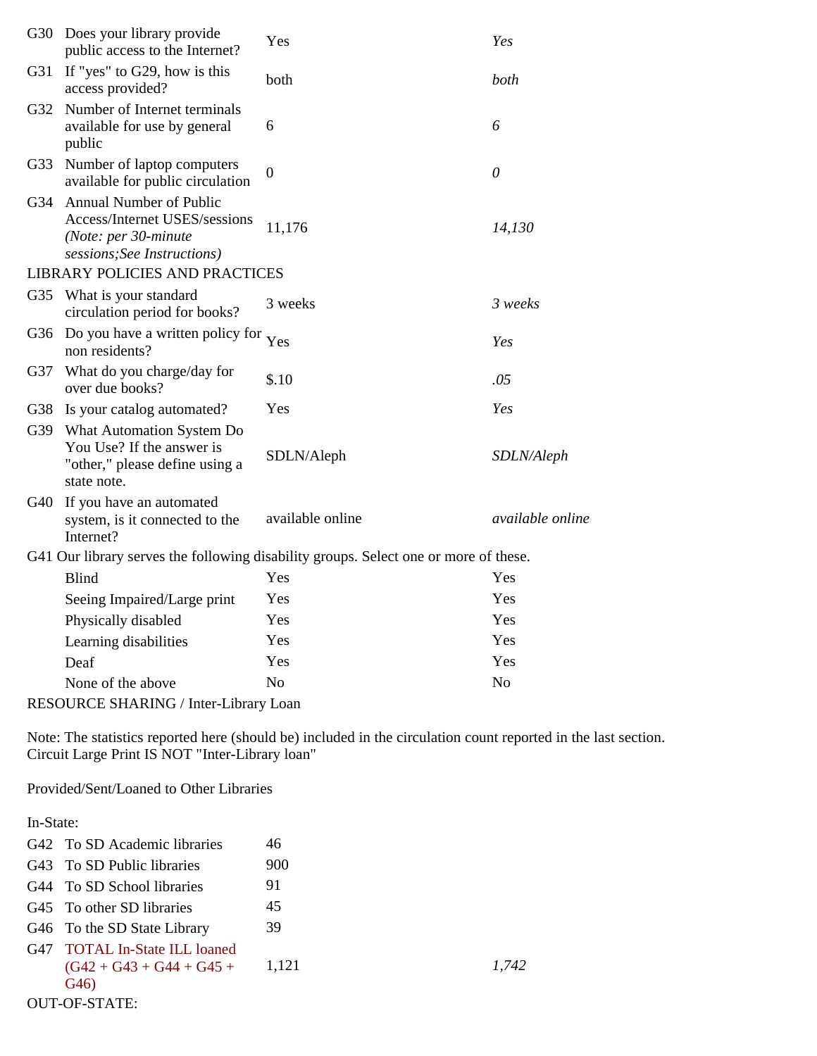| | | | |
|---|---|---|---|
| G30 | Does your library provide public access to the Internet? | Yes | *Yes* |
| G31 | If "yes" to G29, how is this access provided? | both | *both* |
| G32 | Number of Internet terminals available for use by general public | 6 | *6* |
| G33 | Number of laptop computers available for public circulation | 0 | *0* |
| G34 | Annual Number of Public Access/Internet USES/sessions *(Note: per 30-minute sessions;See Instructions)* | 11,176 | *14,130* |

LIBRARY POLICIES AND PRACTICES

| | | | |
|---|---|---|---|
| G35 | What is your standard circulation period for books? | 3 weeks | *3 weeks* |
| G36 | Do you have a written policy for non residents? | Yes | *Yes* |
| G37 | What do you charge/day for over due books? | $.10 | *.05* |
| G38 | Is your catalog automated? | Yes | *Yes* |
| G39 | What Automation System Do You Use? If the answer is "other," please define using a state note. | SDLN/Aleph | *SDLN/Aleph* |
| G40 | If you have an automated system, is it connected to the Internet? | available online | *available online* |

G41 Our library serves the following disability groups. Select one or more of these.

| | | |
|---|---|---|
| Blind | Yes | Yes |
| Seeing Impaired/Large print | Yes | Yes |
| Physically disabled | Yes | Yes |
| Learning disabilities | Yes | Yes |
| Deaf | Yes | Yes |
| None of the above | No | No |

RESOURCE SHARING / Inter-Library Loan

Note: The statistics reported here (should be) included in the circulation count reported in the last section.
Circuit Large Print IS NOT "Inter-Library loan"

Provided/Sent/Loaned to Other Libraries

In-State:

| | | | |
|---|---|---|---|
| G42 | To SD Academic libraries | 46 | |
| G43 | To SD Public libraries | 900 | |
| G44 | To SD School libraries | 91 | |
| G45 | To other SD libraries | 45 | |
| G46 | To the SD State Library | 39 | |
| G47 | TOTAL In-State ILL loaned (G42 + G43 + G44 + G45 + G46) | 1,121 | *1,742* |

OUT-OF-STATE: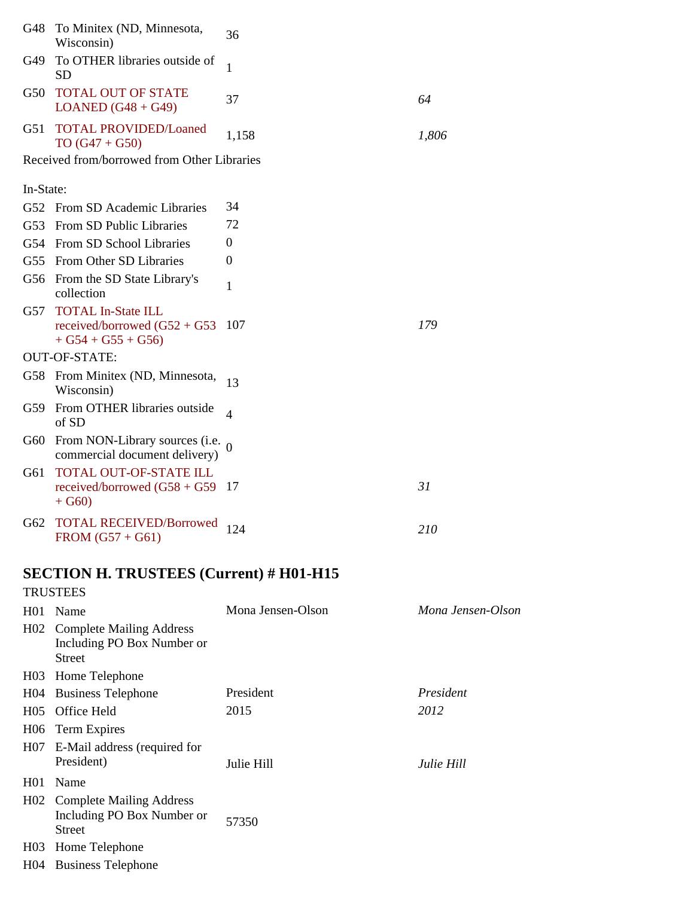| | | | |
|---|---|---|---|
| G48 | To Minitex (ND, Minnesota, Wisconsin) | 36 | |
| G49 | To OTHER libraries outside of SD | 1 | |
| G50 | TOTAL OUT OF STATE LOANED (G48 + G49) | 37 | *64* |
| G51 | TOTAL PROVIDED/Loaned TO (G47 + G50) | 1,158 | *1,806* |

Received from/borrowed from Other Libraries

In-State:

| | | | |
|---|---|---|---|
| G52 | From SD Academic Libraries | 34 | |
| G53 | From SD Public Libraries | 72 | |
| G54 | From SD School Libraries | 0 | |
| G55 | From Other SD Libraries | 0 | |
| G56 | From the SD State Library's collection | 1 | |
| G57 | TOTAL In-State ILL received/borrowed (G52 + G53 + G54 + G55 + G56) | 107 | *179* |

OUT-OF-STATE:

| | | | |
|---|---|---|---|
| G58 | From Minitex (ND, Minnesota, Wisconsin) | 13 | |
| G59 | From OTHER libraries outside of SD | 4 | |
| G60 | From NON-Library sources (i.e. commercial document delivery) | 0 | |
| G61 | TOTAL OUT-OF-STATE ILL received/borrowed (G58 + G59 + G60) | 17 | *31* |
| G62 | TOTAL RECEIVED/Borrowed FROM (G57 + G61) | 124 | *210* |

## SECTION H. TRUSTEES (Current) # H01-H15

TRUSTEES

| | | | |
|---|---|---|---|
| H01 | Name | Mona Jensen-Olson | *Mona Jensen-Olson* |
| H02 | Complete Mailing Address Including PO Box Number or Street | | |
| H03 | Home Telephone | | |
| H04 | Business Telephone | President | *President* |
| H05 | Office Held | 2015 | *2012* |
| H06 | Term Expires | | |
| H07 | E-Mail address (required for President) | Julie Hill | *Julie Hill* |
| H01 | Name | | |
| H02 | Complete Mailing Address Including PO Box Number or Street | 57350 | |
| H03 | Home Telephone | | |
| H04 | Business Telephone | | |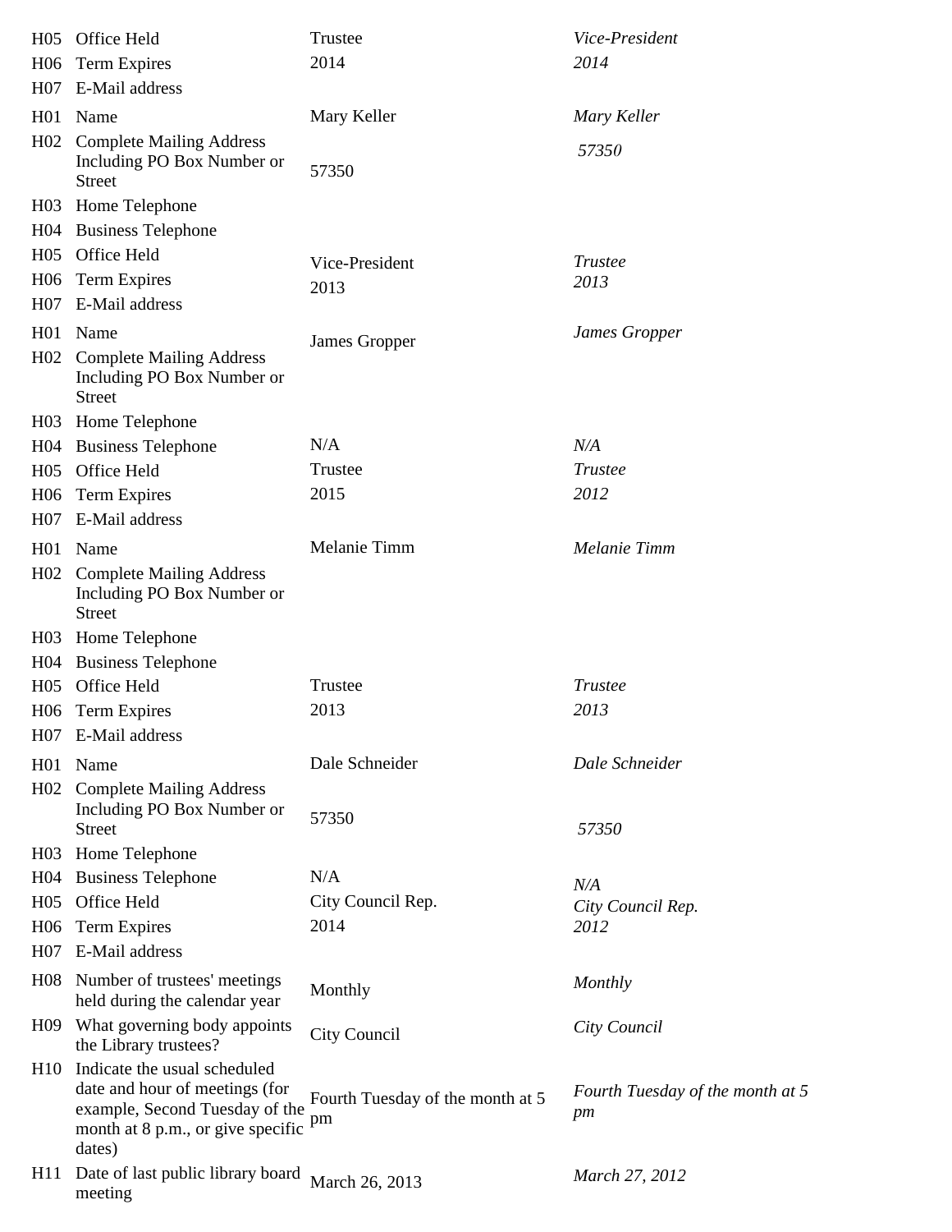| | | | |
|---|---|---|---|
| H05 | Office Held | Trustee | *Vice-President* |
| H06 | Term Expires | 2014 | *2014* |
| H07 | E-Mail address | | |
| H01 | Name | Mary Keller | *Mary Keller* |
| H02 | Complete Mailing Address Including PO Box Number or Street | 57350 | *57350* |
| H03 | Home Telephone | | |
| H04 | Business Telephone | | |
| H05 | Office Held | Vice-President | *Trustee* |
| H06 | Term Expires | 2013 | *2013* |
| H07 | E-Mail address | | |
| H01 | Name | James Gropper | *James Gropper* |
| H02 | Complete Mailing Address Including PO Box Number or Street | | |
| H03 | Home Telephone | | |
| H04 | Business Telephone | N/A | *N/A* |
| H05 | Office Held | Trustee | *Trustee* |
| H06 | Term Expires | 2015 | *2012* |
| H07 | E-Mail address | | |
| H01 | Name | Melanie Timm | *Melanie Timm* |
| H02 | Complete Mailing Address Including PO Box Number or Street | | |
| H03 | Home Telephone | | |
| H04 | Business Telephone | | |
| H05 | Office Held | Trustee | *Trustee* |
| H06 | Term Expires | 2013 | *2013* |
| H07 | E-Mail address | | |
| H01 | Name | Dale Schneider | *Dale Schneider* |
| H02 | Complete Mailing Address Including PO Box Number or Street | 57350 | *57350* |
| H03 | Home Telephone | | |
| H04 | Business Telephone | N/A | *N/A* |
| H05 | Office Held | City Council Rep. | *City Council Rep.* |
| H06 | Term Expires | 2014 | *2012* |
| H07 | E-Mail address | | |
| H08 | Number of trustees' meetings held during the calendar year | Monthly | *Monthly* |
| H09 | What governing body appoints the Library trustees? | City Council | *City Council* |
| H10 | Indicate the usual scheduled date and hour of meetings (for example, Second Tuesday of the month at 8 p.m., or give specific dates) | Fourth Tuesday of the month at 5 pm | *Fourth Tuesday of the month at 5 pm* |
| H11 | Date of last public library board meeting | March 26, 2013 | *March 27, 2012* |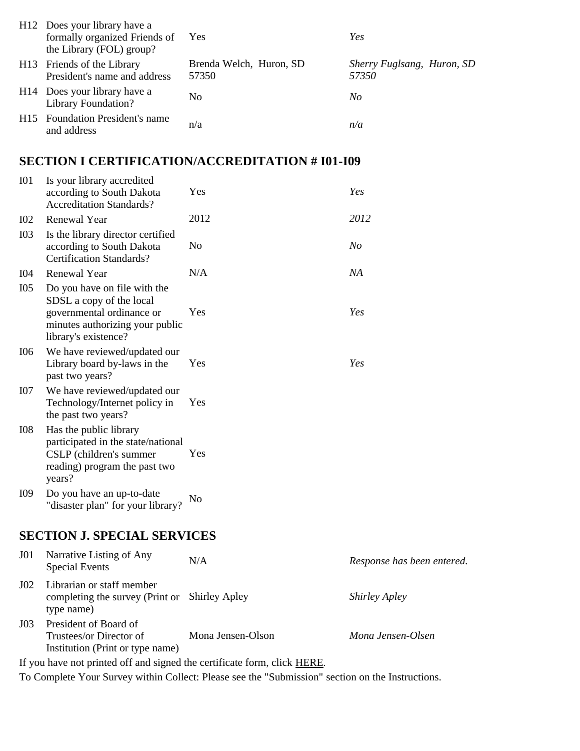| | | | |
|---|---|---|---|
| H12 | Does your library have a formally organized Friends of the Library (FOL) group? | Yes | *Yes* |
| H13 | Friends of the Library President's name and address | Brenda Welch, Huron, SD 57350 | *Sherry Fuglsang, Huron, SD 57350* |
| H14 | Does your library have a Library Foundation? | No | *No* |
| H15 | Foundation President's name and address | n/a | *n/a* |

## SECTION I CERTIFICATION/ACCREDITATION # I01-I09

| | | | |
|---|---|---|---|
| I01 | Is your library accredited according to South Dakota Accreditation Standards? | Yes | *Yes* |
| I02 | Renewal Year | 2012 | *2012* |
| I03 | Is the library director certified according to South Dakota Certification Standards? | No | *No* |
| I04 | Renewal Year | N/A | *NA* |
| I05 | Do you have on file with the SDSL a copy of the local governmental ordinance or minutes authorizing your public library's existence? | Yes | *Yes* |
| I06 | We have reviewed/updated our Library board by-laws in the past two years? | Yes | *Yes* |
| I07 | We have reviewed/updated our Technology/Internet policy in the past two years? | Yes | |
| I08 | Has the public library participated in the state/national CSLP (children's summer reading) program the past two years? | Yes | |
| I09 | Do you have an up-to-date "disaster plan" for your library? | No | |

## SECTION J. SPECIAL SERVICES

| | | | |
|---|---|---|---|
| J01 | Narrative Listing of Any Special Events | N/A | *Response has been entered.* |
| J02 | Librarian or staff member completing the survey (Print or type name) | Shirley Apley | *Shirley Apley* |
| J03 | President of Board of Trustees/or Director of Institution (Print or type name) | Mona Jensen-Olson | *Mona Jensen-Olsen* |

If you have not printed off and signed the certificate form, click HERE.

To Complete Your Survey within Collect: Please see the "Submission" section on the Instructions.